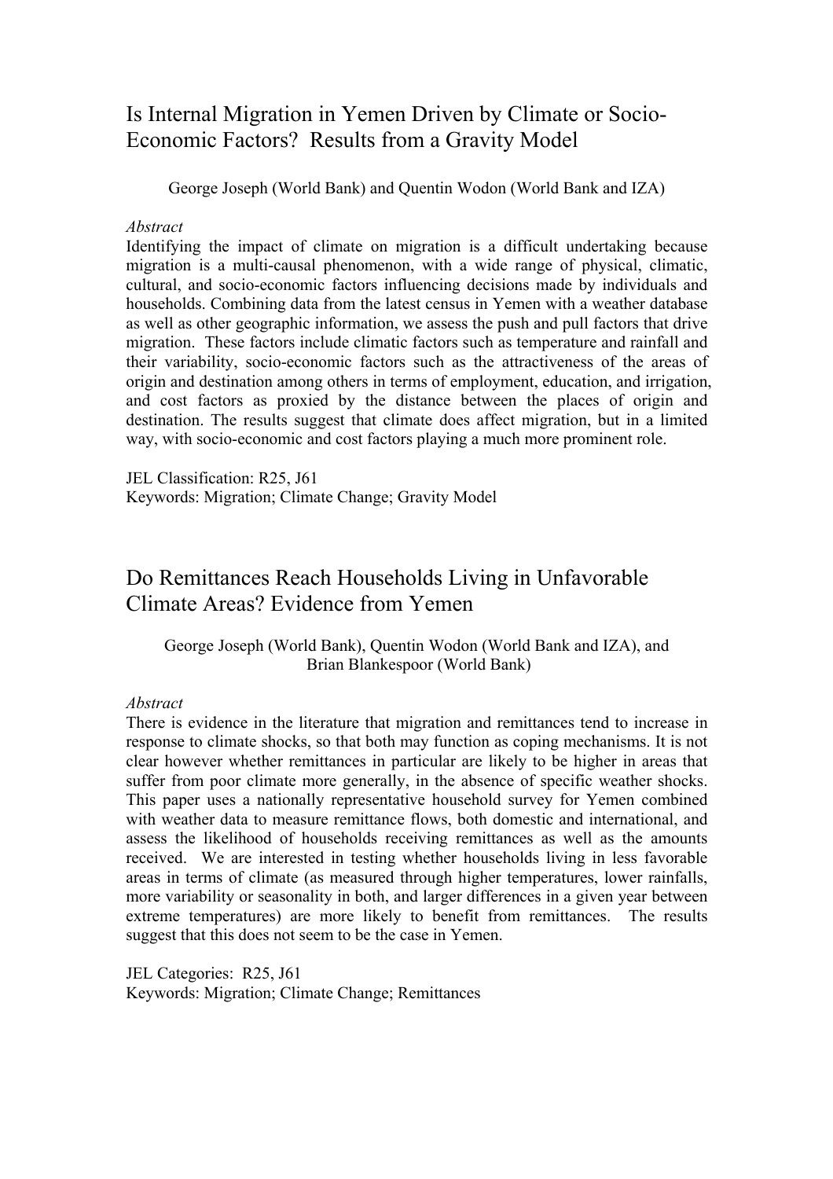# Is Internal Migration in Yemen Driven by Climate or Socio-Economic Factors? Results from a Gravity Model

George Joseph (World Bank) and Quentin Wodon (World Bank and IZA)

*Abstract*

Identifying the impact of climate on migration is a difficult undertaking because migration is a multi-causal phenomenon, with a wide range of physical, climatic, cultural, and socio-economic factors influencing decisions made by individuals and households. Combining data from the latest census in Yemen with a weather database as well as other geographic information, we assess the push and pull factors that drive migration. These factors include climatic factors such as temperature and rainfall and their variability, socio-economic factors such as the attractiveness of the areas of origin and destination among others in terms of employment, education, and irrigation, and cost factors as proxied by the distance between the places of origin and destination. The results suggest that climate does affect migration, but in a limited way, with socio-economic and cost factors playing a much more prominent role.

JEL Classification: R25, J61
Keywords: Migration; Climate Change; Gravity Model

# Do Remittances Reach Households Living in Unfavorable Climate Areas? Evidence from Yemen

George Joseph (World Bank), Quentin Wodon (World Bank and IZA), and Brian Blankespoor (World Bank)

*Abstract*

There is evidence in the literature that migration and remittances tend to increase in response to climate shocks, so that both may function as coping mechanisms. It is not clear however whether remittances in particular are likely to be higher in areas that suffer from poor climate more generally, in the absence of specific weather shocks. This paper uses a nationally representative household survey for Yemen combined with weather data to measure remittance flows, both domestic and international, and assess the likelihood of households receiving remittances as well as the amounts received. We are interested in testing whether households living in less favorable areas in terms of climate (as measured through higher temperatures, lower rainfalls, more variability or seasonality in both, and larger differences in a given year between extreme temperatures) are more likely to benefit from remittances. The results suggest that this does not seem to be the case in Yemen.

JEL Categories: R25, J61
Keywords: Migration; Climate Change; Remittances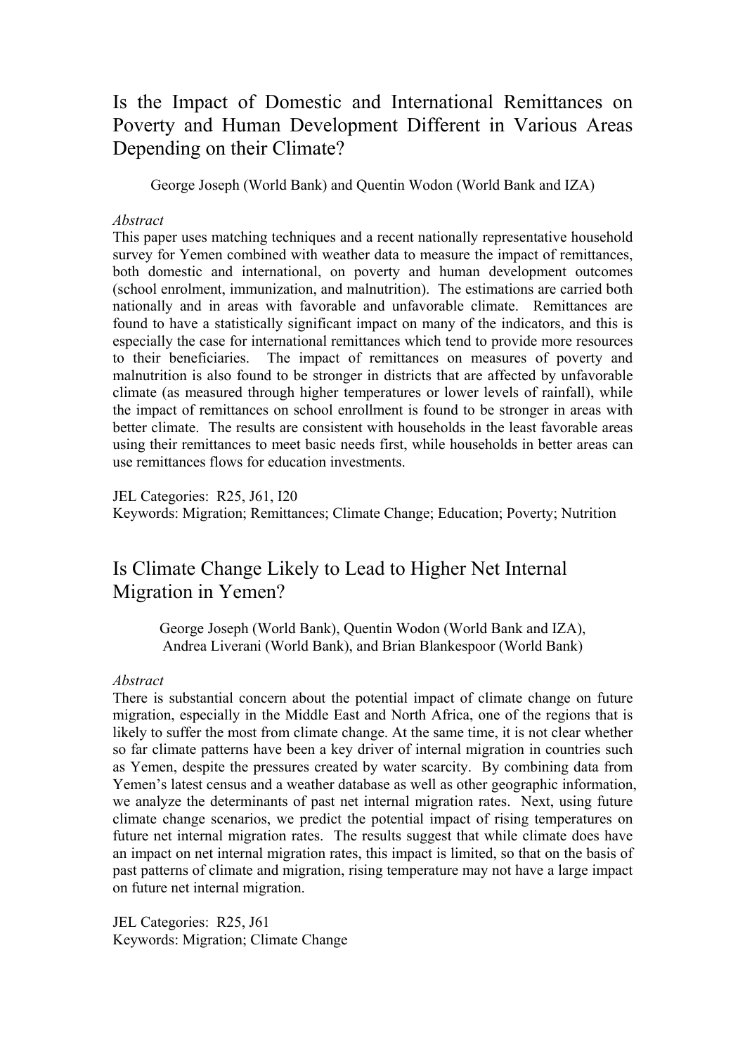## Is the Impact of Domestic and International Remittances on Poverty and Human Development Different in Various Areas Depending on their Climate?

George Joseph (World Bank) and Quentin Wodon (World Bank and IZA)

*Abstract*

This paper uses matching techniques and a recent nationally representative household survey for Yemen combined with weather data to measure the impact of remittances, both domestic and international, on poverty and human development outcomes (school enrolment, immunization, and malnutrition). The estimations are carried both nationally and in areas with favorable and unfavorable climate. Remittances are found to have a statistically significant impact on many of the indicators, and this is especially the case for international remittances which tend to provide more resources to their beneficiaries. The impact of remittances on measures of poverty and malnutrition is also found to be stronger in districts that are affected by unfavorable climate (as measured through higher temperatures or lower levels of rainfall), while the impact of remittances on school enrollment is found to be stronger in areas with better climate. The results are consistent with households in the least favorable areas using their remittances to meet basic needs first, while households in better areas can use remittances flows for education investments.

JEL Categories: R25, J61, I20
Keywords: Migration; Remittances; Climate Change; Education; Poverty; Nutrition

## Is Climate Change Likely to Lead to Higher Net Internal Migration in Yemen?

George Joseph (World Bank), Quentin Wodon (World Bank and IZA), Andrea Liverani (World Bank), and Brian Blankespoor (World Bank)

*Abstract*

There is substantial concern about the potential impact of climate change on future migration, especially in the Middle East and North Africa, one of the regions that is likely to suffer the most from climate change. At the same time, it is not clear whether so far climate patterns have been a key driver of internal migration in countries such as Yemen, despite the pressures created by water scarcity. By combining data from Yemen's latest census and a weather database as well as other geographic information, we analyze the determinants of past net internal migration rates. Next, using future climate change scenarios, we predict the potential impact of rising temperatures on future net internal migration rates. The results suggest that while climate does have an impact on net internal migration rates, this impact is limited, so that on the basis of past patterns of climate and migration, rising temperature may not have a large impact on future net internal migration.

JEL Categories: R25, J61
Keywords: Migration; Climate Change